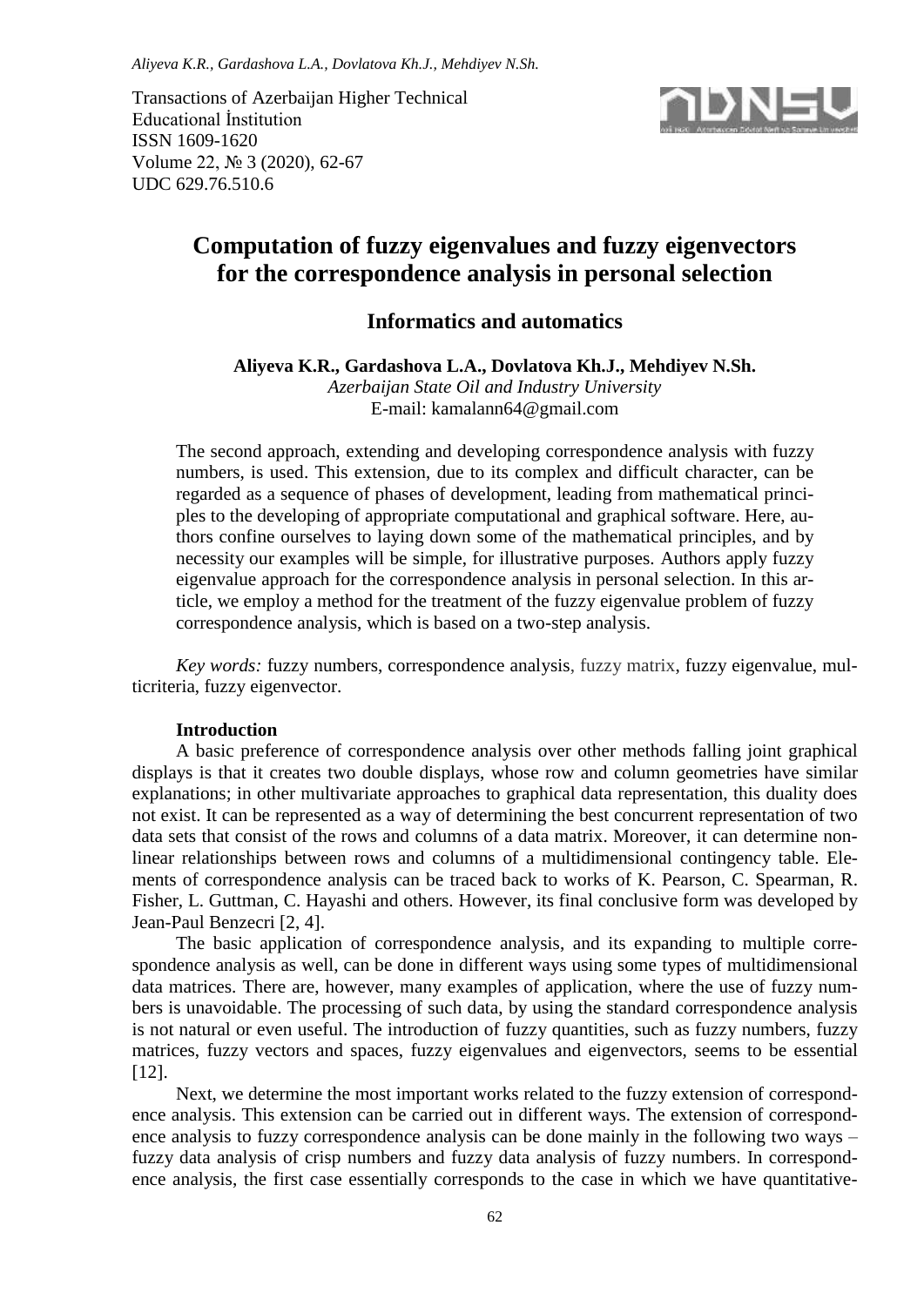Transactions of Azerbaijan Higher Technical Educational İnstitution
ISSN 1609-1620
Volume 22, № 3 (2020), 62-67
UDC 629.76.510.6

# Computation of fuzzy eigenvalues and fuzzy eigenvectors for the correspondence analysis in personal selection

## Informatics and automatics

**Aliyeva K.R., Gardashova L.A., Dovlatova Kh.J., Mehdiyev N.Sh.**
*Azerbaijan State Oil and Industry University*
E-mail: kamalann64@gmail.com

The second approach, extending and developing correspondence analysis with fuzzy numbers, is used. This extension, due to its complex and difficult character, can be regarded as a sequence of phases of development, leading from mathematical principles to the developing of appropriate computational and graphical software. Here, authors confine ourselves to laying down some of the mathematical principles, and by necessity our examples will be simple, for illustrative purposes. Authors apply fuzzy eigenvalue approach for the correspondence analysis in personal selection. In this article, we employ a method for the treatment of the fuzzy eigenvalue problem of fuzzy correspondence analysis, which is based on a two-step analysis.

*Key words:* fuzzy numbers, correspondence analysis, fuzzy matrix, fuzzy eigenvalue, multicriteria, fuzzy eigenvector.

**Introduction**

A basic preference of correspondence analysis over other methods falling joint graphical displays is that it creates two double displays, whose row and column geometries have similar explanations; in other multivariate approaches to graphical data representation, this duality does not exist. It can be represented as a way of determining the best concurrent representation of two data sets that consist of the rows and columns of a data matrix. Moreover, it can determine nonlinear relationships between rows and columns of a multidimensional contingency table. Elements of correspondence analysis can be traced back to works of K. Pearson, C. Spearman, R. Fisher, L. Guttman, C. Hayashi and others. However, its final conclusive form was developed by Jean-Paul Benzecri [2, 4].

The basic application of correspondence analysis, and its expanding to multiple correspondence analysis as well, can be done in different ways using some types of multidimensional data matrices. There are, however, many examples of application, where the use of fuzzy numbers is unavoidable. The processing of such data, by using the standard correspondence analysis is not natural or even useful. The introduction of fuzzy quantities, such as fuzzy numbers, fuzzy matrices, fuzzy vectors and spaces, fuzzy eigenvalues and eigenvectors, seems to be essential [12].

Next, we determine the most important works related to the fuzzy extension of correspondence analysis. This extension can be carried out in different ways. The extension of correspondence analysis to fuzzy correspondence analysis can be done mainly in the following two ways – fuzzy data analysis of crisp numbers and fuzzy data analysis of fuzzy numbers. In correspondence analysis, the first case essentially corresponds to the case in which we have quantitative-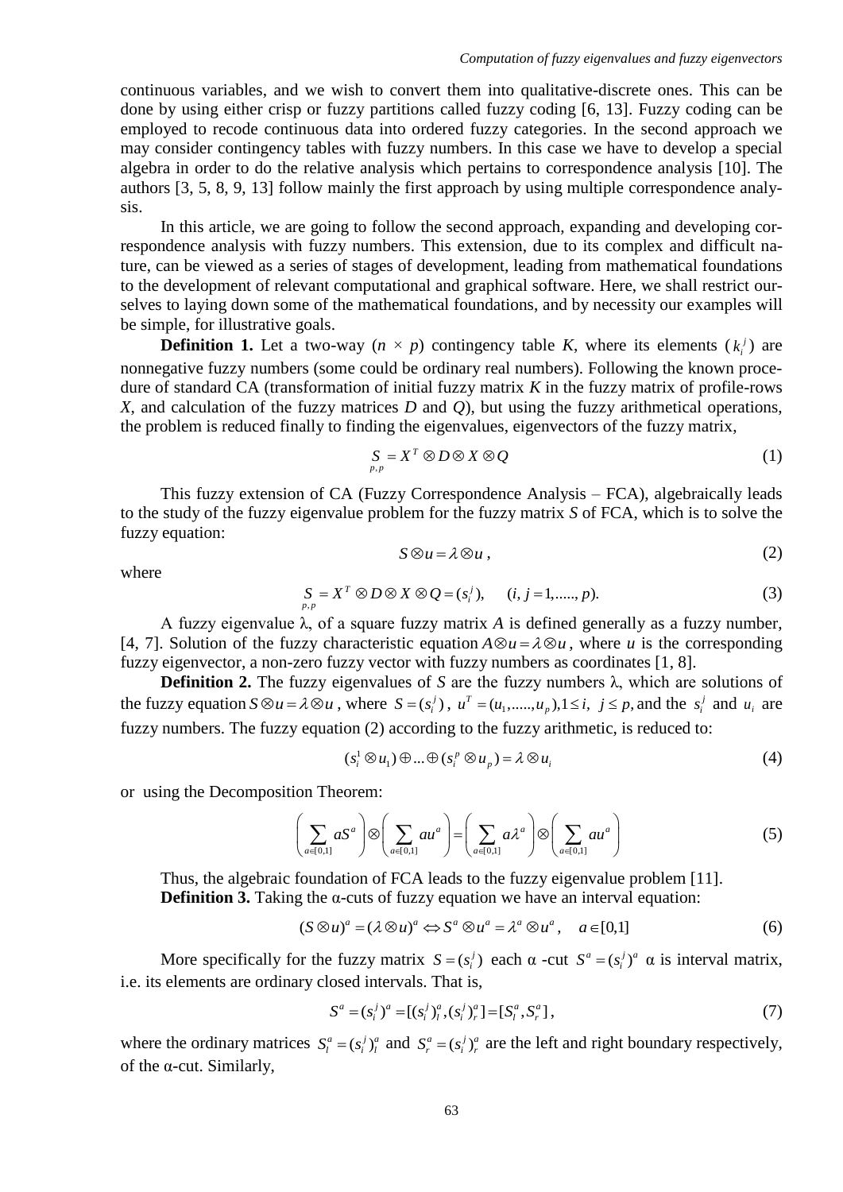continuous variables, and we wish to convert them into qualitative-discrete ones. This can be done by using either crisp or fuzzy partitions called fuzzy coding [6, 13]. Fuzzy coding can be employed to recode continuous data into ordered fuzzy categories. In the second approach we may consider contingency tables with fuzzy numbers. In this case we have to develop a special algebra in order to do the relative analysis which pertains to correspondence analysis [10]. The authors [3, 5, 8, 9, 13] follow mainly the first approach by using multiple correspondence analysis.

In this article, we are going to follow the second approach, expanding and developing correspondence analysis with fuzzy numbers. This extension, due to its complex and difficult nature, can be viewed as a series of stages of development, leading from mathematical foundations to the development of relevant computational and graphical software. Here, we shall restrict ourselves to laying down some of the mathematical foundations, and by necessity our examples will be simple, for illustrative goals.

**Definition 1.** Let a two-way ($n \times p$) contingency table $K$, where its elements ($k_i^j$) are nonnegative fuzzy numbers (some could be ordinary real numbers). Following the known procedure of standard CA (transformation of initial fuzzy matrix $K$ in the fuzzy matrix of profile-rows $X$, and calculation of the fuzzy matrices $D$ and $Q$), but using the fuzzy arithmetical operations, the problem is reduced finally to finding the eigenvalues, eigenvectors of the fuzzy matrix,

$$\underset{p,p}{S} = X^T \otimes D \otimes X \otimes Q \tag{1}$$

This fuzzy extension of CA (Fuzzy Correspondence Analysis – FCA), algebraically leads to the study of the fuzzy eigenvalue problem for the fuzzy matrix $S$ of FCA, which is to solve the fuzzy equation:

$$S \otimes u = \lambda \otimes u, \tag{2}$$

where

$$\underset{p,p}{S} = X^T \otimes D \otimes X \otimes Q = (s_i^j), \quad (i, j = 1, \ldots.., p). \tag{3}$$

A fuzzy eigenvalue λ, of a square fuzzy matrix $A$ is defined generally as a fuzzy number, [4, 7]. Solution of the fuzzy characteristic equation $A \otimes u = \lambda \otimes u$, where $u$ is the corresponding fuzzy eigenvector, a non-zero fuzzy vector with fuzzy numbers as coordinates [1, 8].

**Definition 2.** The fuzzy eigenvalues of $S$ are the fuzzy numbers λ, which are solutions of the fuzzy equation $S \otimes u = \lambda \otimes u$, where $S = (s_i^j)$, $u^T = (u_1, \ldots.., u_p), 1 \le i, \ j \le p$, and the $s_i^j$ and $u_i$ are fuzzy numbers. The fuzzy equation (2) according to the fuzzy arithmetic, is reduced to:

$$(s_i^1 \otimes u_1) \oplus \ldots \oplus (s_i^p \otimes u_p) = \lambda \otimes u_i \tag{4}$$

or using the Decomposition Theorem:

$$\left( \sum_{a \in [0,1]} a S^a \right) \otimes \left( \sum_{a \in [0,1]} a u^a \right) = \left( \sum_{a \in [0,1]} a \lambda^a \right) \otimes \left( \sum_{a \in [0,1]} a u^a \right) \tag{5}$$

Thus, the algebraic foundation of FCA leads to the fuzzy eigenvalue problem [11].

**Definition 3.** Taking the α-cuts of fuzzy equation we have an interval equation:

$$(S \otimes u)^a = (\lambda \otimes u)^a \Leftrightarrow S^a \otimes u^a = \lambda^a \otimes u^a, \quad a \in [0,1] \tag{6}$$

More specifically for the fuzzy matrix $S = (s_i^j)$ each α -cut $S^a = (s_i^j)^a$ α is interval matrix, i.e. its elements are ordinary closed intervals. That is,

$$S^a = (s_i^j)^a = [(s_i^j)_l^a, (s_i^j)_r^a] = [S_l^a, S_r^a], \tag{7}$$

where the ordinary matrices $S_l^a = (s_i^j)_l^a$ and $S_r^a = (s_i^j)_r^a$ are the left and right boundary respectively, of the α-cut. Similarly,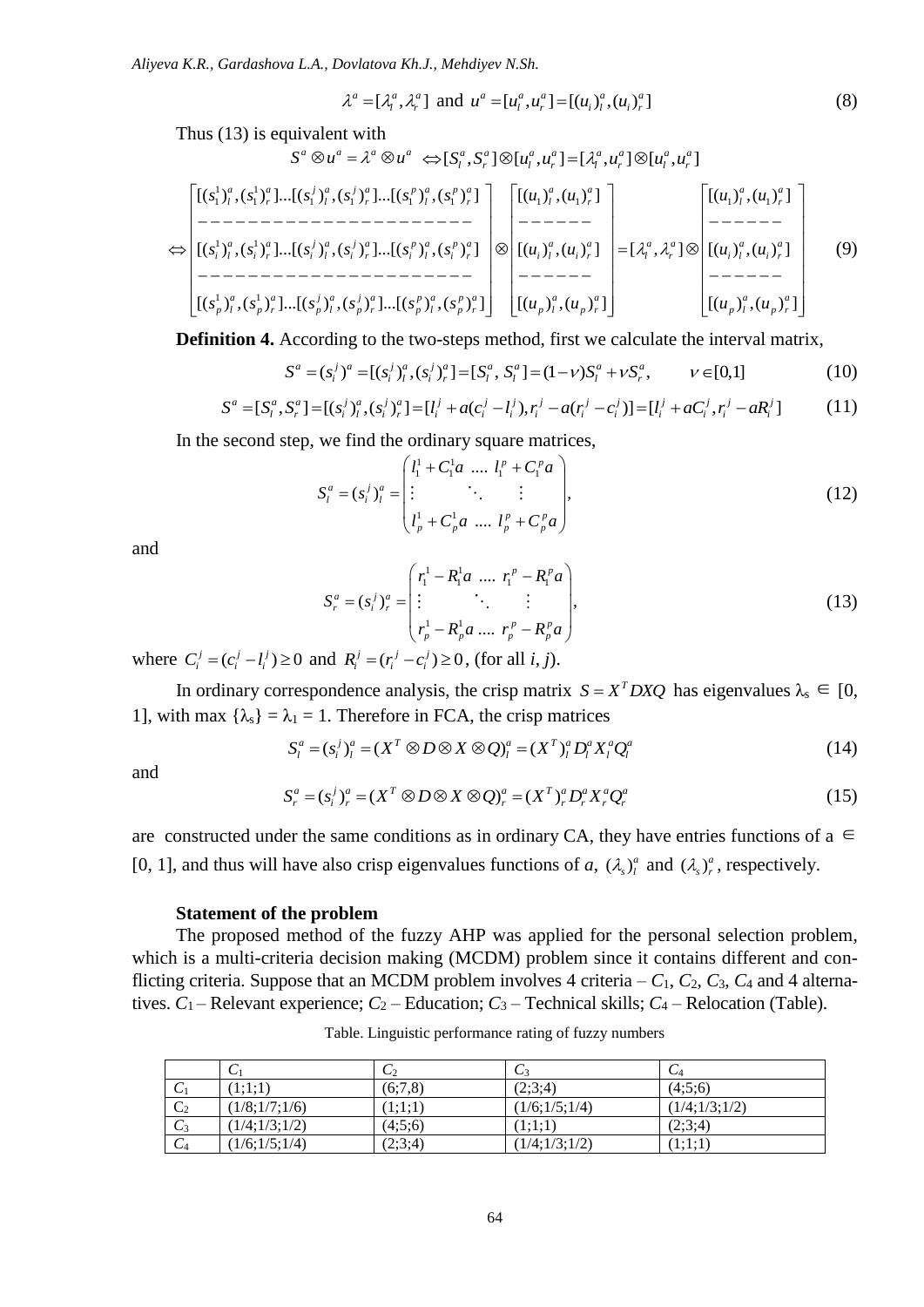$$\lambda^a = [\lambda_l^a, \lambda_r^a] \text{ and } u^a = [u_l^a, u_r^a] = [(u_i)_l^a, (u_i)_r^a] \tag{8}$$

Thus (13) is equivalent with

$$S^a \otimes u^a = \lambda^a \otimes u^a \iff [S_l^a, S_r^a] \otimes [u_l^a, u_r^a] = [\lambda_l^a, u_r^a] \otimes [u_l^a, u_r^a]$$

$$\Leftrightarrow \begin{bmatrix} [(s_1^1)_l^a, (s_1^1)_r^a] ... [(s_1^j)_l^a, (s_1^j)_r^a] ... [(s_1^p)_l^a, (s_1^p)_r^a] \\ ---------------------- \\ [(s_i^1)_l^a, (s_i^1)_r^a] ... [(s_i^j)_l^a, (s_i^j)_r^a] ... [(s_i^p)_l^a, (s_i^p)_r^a] \\ ---------------------- \\ [(s_p^1)_l^a, (s_p^1)_r^a] ... [(s_p^j)_l^a, (s_p^j)_r^a] ... [(s_p^p)_l^a, (s_p^p)_r^a] \end{bmatrix} \otimes \begin{bmatrix} [(u_1)_l^a, (u_1)_r^a] \\ ------ \\ [(u_i)_l^a, (u_i)_r^a] \\ ------ \\ [(u_p)_l^a, (u_p)_r^a] \end{bmatrix} = [\lambda_l^a, \lambda_r^a] \otimes \begin{bmatrix} [(u_1)_l^a, (u_1)_r^a] \\ ------ \\ [(u_i)_l^a, (u_i)_r^a] \\ ------ \\ [(u_p)_l^a, (u_p)_r^a] \end{bmatrix} \tag{9}$$

**Definition 4.** According to the two-steps method, first we calculate the interval matrix,

$$S^a = (s_i^j)^a = [(s_i^j)_l^a, (s_i^j)_r^a] = [S_l^a, S_l^a] = (1-\nu) S_l^a + \nu S_r^a, \qquad \nu \in [0,1] \tag{10}$$

$$S^a = [S_l^a, S_r^a] = [(s_i^j)_l^a, (s_i^j)_r^a] = [l_i^j + a(c_i^j - l_i^j), r_i^j - a(r_i^j - c_i^j)] = [l_i^j + aC_i^j, r_i^j - aR_i^j] \tag{11}$$

In the second step, we find the ordinary square matrices,

$$S_l^a = (s_i^j)_l^a = \begin{pmatrix} l_1^1 + C_1^1 a & .... & l_1^p + C_1^p a \\ \vdots & \ddots & \vdots \\ l_p^1 + C_p^1 a & .... & l_p^p + C_p^p a \end{pmatrix}, \tag{12}$$

and

$$S_r^a = (s_i^j)_r^a = \begin{pmatrix} r_1^1 - R_1^1 a & .... & r_1^p - R_1^p a \\ \vdots & \ddots & \vdots \\ r_p^1 - R_p^1 a & .... & r_p^p - R_p^p a \end{pmatrix}, \tag{13}$$

where $C_i^j = (c_i^j - l_i^j) \geq 0$ and $R_i^j = (r_i^j - c_i^j) \geq 0$, (for all *i*, *j*).

In ordinary correspondence analysis, the crisp matrix $S = X^T DXQ$ has eigenvalues $\lambda_s \in [0, 1]$, with max $\{\lambda_s\} = \lambda_1 = 1$. Therefore in FCA, the crisp matrices

$$S_l^a = (s_i^j)_l^a = (X^T \otimes D \otimes X \otimes Q)_l^a = (X^T)_l^a D_l^a X_l^a Q_l^a \tag{14}$$

and

$$S_r^a = (s_i^j)_r^a = (X^T \otimes D \otimes X \otimes Q)_r^a = (X^T)_r^a D_r^a X_r^a Q_r^a \tag{15}$$

are constructed under the same conditions as in ordinary CA, they have entries functions of $a \in [0, 1]$, and thus will have also crisp eigenvalues functions of *a*, $(\lambda_s)_l^a$ and $(\lambda_s)_r^a$, respectively.

**Statement of the problem**

The proposed method of the fuzzy AHP was applied for the personal selection problem, which is a multi-criteria decision making (MCDM) problem since it contains different and conflicting criteria. Suppose that an MCDM problem involves 4 criteria – $C_1$, $C_2$, $C_3$, $C_4$ and 4 alternatives. $C_1$ – Relevant experience; $C_2$ – Education; $C_3$ – Technical skills; $C_4$ – Relocation (Table).

Table. Linguistic performance rating of fuzzy numbers

| | $C_1$ | $C_2$ | $C_3$ | $C_4$ |
|---|---|---|---|---|
| $C_1$ | (1;1;1) | (6;7,8) | (2;3;4) | (4;5;6) |
| $C_2$ | (1/8;1/7;1/6) | (1;1;1) | (1/6;1/5;1/4) | (1/4;1/3;1/2) |
| $C_3$ | (1/4;1/3;1/2) | (4;5;6) | (1;1;1) | (2;3;4) |
| $C_4$ | (1/6;1/5;1/4) | (2;3;4) | (1/4;1/3;1/2) | (1;1;1) |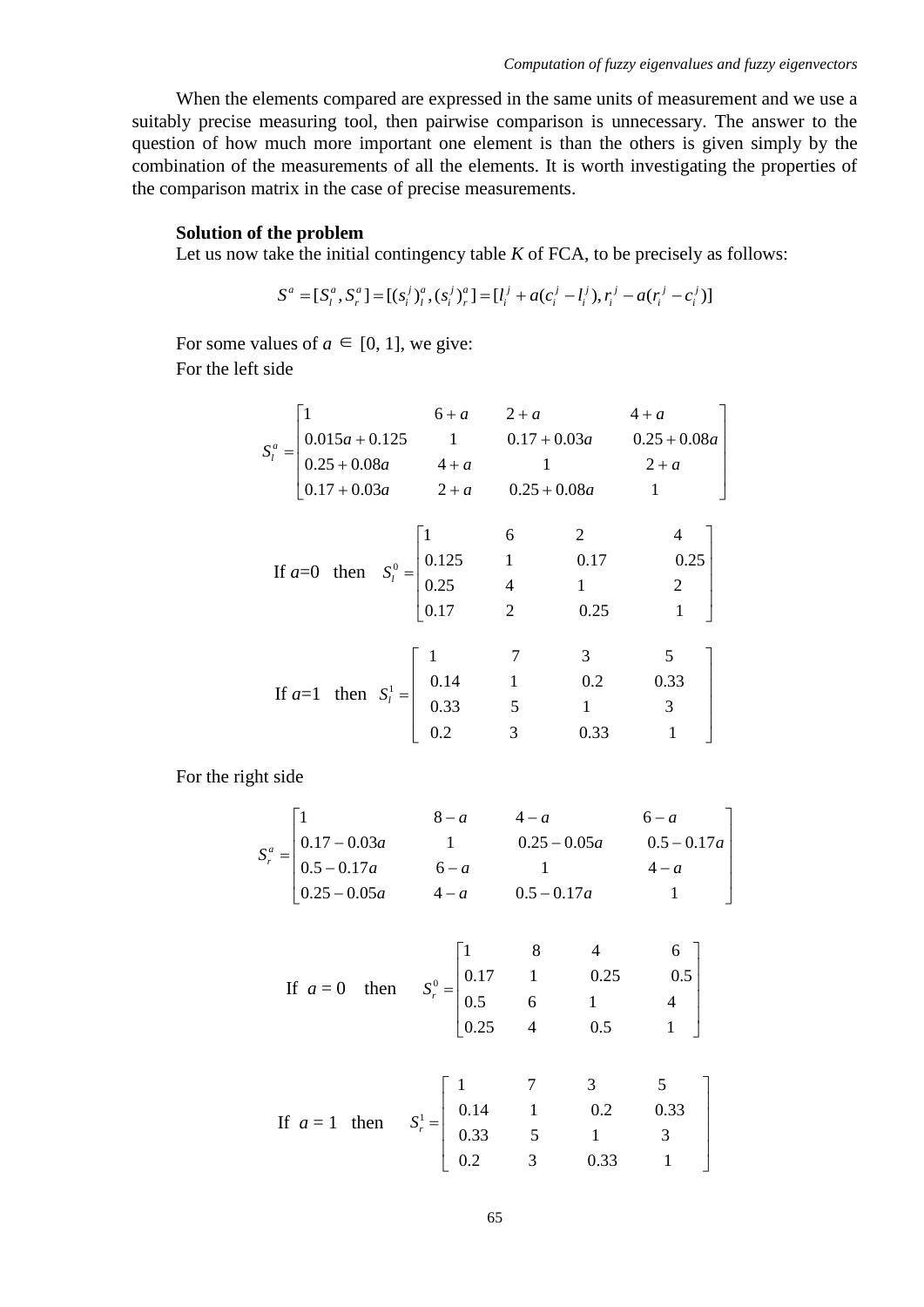When the elements compared are expressed in the same units of measurement and we use a suitably precise measuring tool, then pairwise comparison is unnecessary. The answer to the question of how much more important one element is than the others is given simply by the combination of the measurements of all the elements. It is worth investigating the properties of the comparison matrix in the case of precise measurements.

**Solution of the problem**

Let us now take the initial contingency table *K* of FCA, to be precisely as follows:

$$S^a = [S_l^a, S_r^a] = [(s_i^j)_l^a, (s_i^j)_r^a] = [l_i^j + a(c_i^j - l_i^j), r_i^j - a(r_i^j - c_i^j)]$$

For some values of $a \in [0, 1]$, we give:

For the left side

$$S_l^a = \begin{bmatrix} 1 & 6+a & 2+a & 4+a \\ 0.015a+0.125 & 1 & 0.17+0.03a & 0.25+0.08a \\ 0.25+0.08a & 4+a & 1 & 2+a \\ 0.17+0.03a & 2+a & 0.25+0.08a & 1 \end{bmatrix}$$

If $a$=0 then $S_l^0 = \begin{bmatrix} 1 & 6 & 2 & 4 \\ 0.125 & 1 & 0.17 & 0.25 \\ 0.25 & 4 & 1 & 2 \\ 0.17 & 2 & 0.25 & 1 \end{bmatrix}$

If $a$=1 then $S_l^1 = \begin{bmatrix} 1 & 7 & 3 & 5 \\ 0.14 & 1 & 0.2 & 0.33 \\ 0.33 & 5 & 1 & 3 \\ 0.2 & 3 & 0.33 & 1 \end{bmatrix}$

For the right side

$$S_r^a = \begin{bmatrix} 1 & 8-a & 4-a & 6-a \\ 0.17-0.03a & 1 & 0.25-0.05a & 0.5-0.17a \\ 0.5-0.17a & 6-a & 1 & 4-a \\ 0.25-0.05a & 4-a & 0.5-0.17a & 1 \end{bmatrix}$$

If $a$ = 0 then $S_r^0 = \begin{bmatrix} 1 & 8 & 4 & 6 \\ 0.17 & 1 & 0.25 & 0.5 \\ 0.5 & 6 & 1 & 4 \\ 0.25 & 4 & 0.5 & 1 \end{bmatrix}$

If $a$ = 1 then $S_r^1 = \begin{bmatrix} 1 & 7 & 3 & 5 \\ 0.14 & 1 & 0.2 & 0.33 \\ 0.33 & 5 & 1 & 3 \\ 0.2 & 3 & 0.33 & 1 \end{bmatrix}$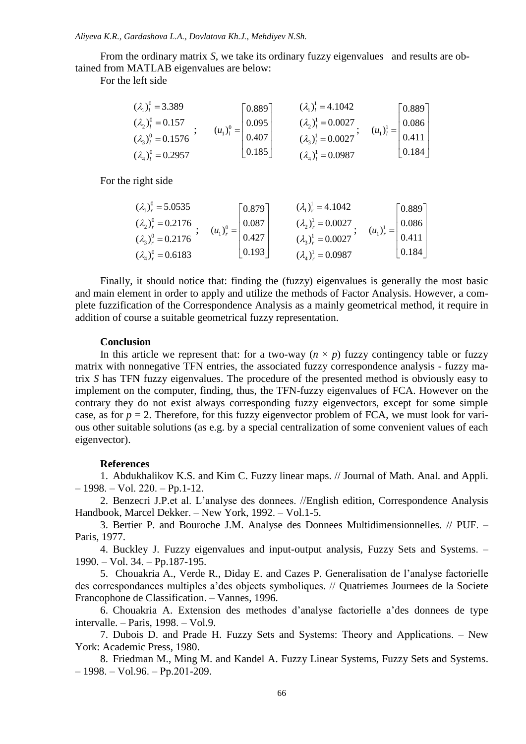From the ordinary matrix *S*, we take its ordinary fuzzy eigenvalues  and results are obtained from MATLAB eigenvalues are below:

For the left side

$$\begin{matrix} (\lambda_1)_l^0 = 3.389 \\ (\lambda_2)_l^0 = 0.157 \\ (\lambda_3)_l^0 = 0.1576 \\ (\lambda_4)_l^0 = 0.2957 \end{matrix}; \quad (u_1)_l^0 = \begin{bmatrix} 0.889 \\ 0.095 \\ 0.407 \\ 0.185 \end{bmatrix} \quad \begin{matrix} (\lambda_1)_l^1 = 4.1042 \\ (\lambda_2)_l^1 = 0.0027 \\ (\lambda_3)_l^1 = 0.0027 \\ (\lambda_4)_l^1 = 0.0987 \end{matrix}; \quad (u_1)_l^1 = \begin{bmatrix} 0.889 \\ 0.086 \\ 0.411 \\ 0.184 \end{bmatrix}$$

For the right side

$$\begin{matrix} (\lambda_1)_r^0 = 5.0535 \\ (\lambda_2)_r^0 = 0.2176 \\ (\lambda_3)_r^0 = 0.2176 \\ (\lambda_4)_r^0 = 0.6183 \end{matrix}; \quad (u_1)_r^0 = \begin{bmatrix} 0.879 \\ 0.087 \\ 0.427 \\ 0.193 \end{bmatrix} \quad \begin{matrix} (\lambda_1)_r^1 = 4.1042 \\ (\lambda_2)_r^1 = 0.0027 \\ (\lambda_3)_r^1 = 0.0027 \\ (\lambda_4)_r^1 = 0.0987 \end{matrix}; \quad (u_1)_r^1 = \begin{bmatrix} 0.889 \\ 0.086 \\ 0.411 \\ 0.184 \end{bmatrix}$$

Finally, it should notice that: finding the (fuzzy) eigenvalues is generally the most basic and main element in order to apply and utilize the methods of Factor Analysis. However, a complete fuzzification of the Correspondence Analysis as a mainly geometrical method, it require in addition of course a suitable geometrical fuzzy representation.

## Conclusion

In this article we represent that: for a two-way ($n \times p$) fuzzy contingency table or fuzzy matrix with nonnegative TFN entries, the associated fuzzy correspondence analysis - fuzzy matrix *S* has TFN fuzzy eigenvalues. The procedure of the presented method is obviously easy to implement on the computer, finding, thus, the TFN-fuzzy eigenvalues of FCA. However on the contrary they do not exist always corresponding fuzzy eigenvectors, except for some simple case, as for $p = 2$. Therefore, for this fuzzy eigenvector problem of FCA, we must look for various other suitable solutions (as e.g. by a special centralization of some convenient values of each eigenvector).

## References

1. Abdukhalikov K.S. and Kim C. Fuzzy linear maps. // Journal of Math. Anal. and Appli. – 1998. – Vol. 220. – Pp.1-12.

2. Benzecri J.P.et al. L'analyse des donnees. //English edition, Correspondence Analysis Handbook, Marcel Dekker. – New York, 1992. – Vol.1-5.

3. Bertier P. and Bouroche J.M. Analyse des Donnees Multidimensionnelles. // PUF. – Paris, 1977.

4. Buckley J. Fuzzy eigenvalues and input-output analysis, Fuzzy Sets and Systems. – 1990. – Vol. 34. – Pp.187-195.

5. Chouakria A., Verde R., Diday E. and Cazes P. Generalisation de l'analyse factorielle des correspondances multiples a'des objects symboliques. // Quatriemes Journees de la Societe Francophone de Classification. – Vannes, 1996.

6. Chouakria A. Extension des methodes d'analyse factorielle a'des donnees de type intervalle. – Paris, 1998. – Vol.9.

7. Dubois D. and Prade H. Fuzzy Sets and Systems: Theory and Applications. – New York: Academic Press, 1980.

8. Friedman M., Ming M. and Kandel A. Fuzzy Linear Systems, Fuzzy Sets and Systems. – 1998. – Vol.96. – Pp.201-209.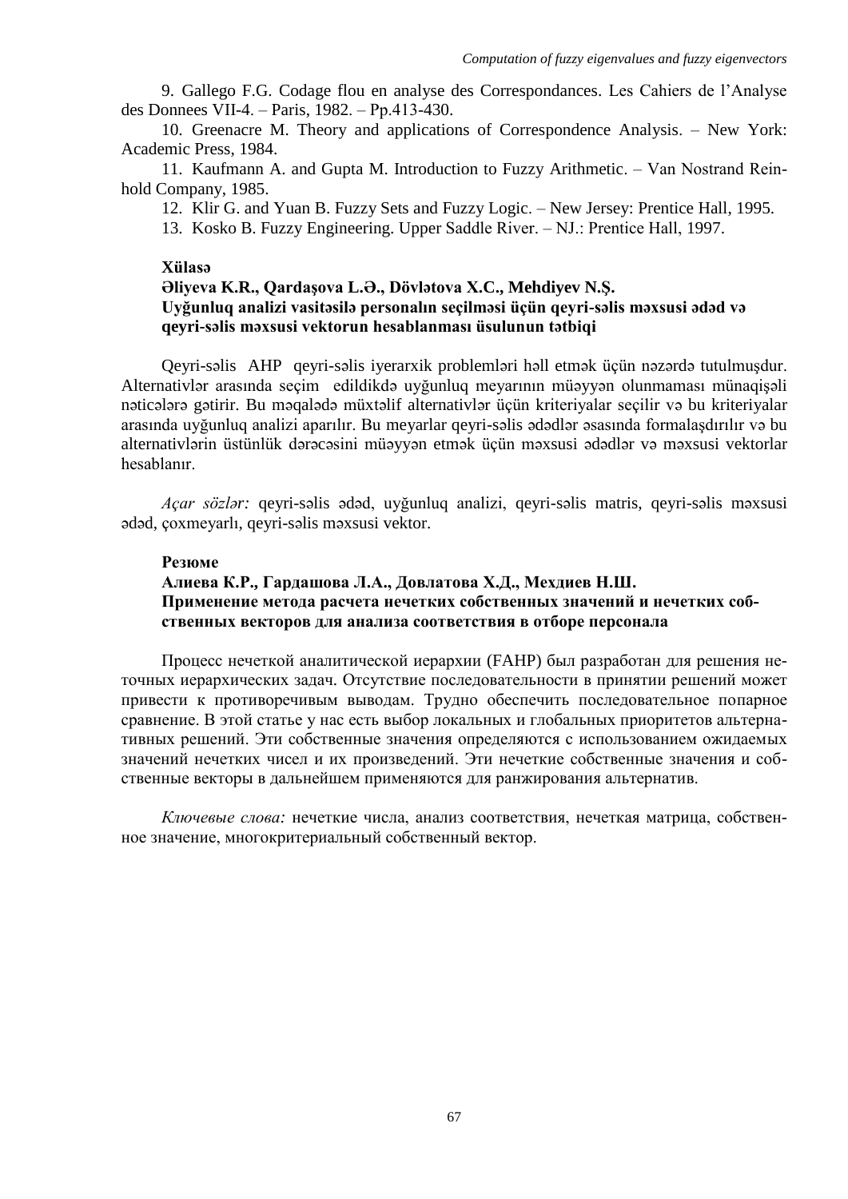9. Gallego F.G. Codage flou en analyse des Correspondances. Les Cahiers de l'Analyse des Donnees VII-4. – Paris, 1982. – Pp.413-430.

10. Greenacre M. Theory and applications of Correspondence Analysis. – New York: Academic Press, 1984.

11. Kaufmann A. and Gupta M. Introduction to Fuzzy Arithmetic. – Van Nostrand Reinhold Company, 1985.

12. Klir G. and Yuan B. Fuzzy Sets and Fuzzy Logic. – New Jersey: Prentice Hall, 1995.

13. Kosko B. Fuzzy Engineering. Upper Saddle River. – NJ.: Prentice Hall, 1997.

**Xülasə**

**Əliyeva K.R., Qardaşova L.Ə., Dövlətova X.C., Mehdiyev N.Ş.**
**Uyğunluq analizi vasitəsilə personalın seçilməsi üçün qeyri-səlis məxsusi ədəd və qeyri-səlis məxsusi vektorun hesablanması üsulunun tətbiqi**

Qeyri-səlis AHP qeyri-səlis iyerarxik problemləri həll etmək üçün nəzərdə tutulmuşdur. Alternativlər arasında seçim edildikdə uyğunluq meyarının müəyyən olunmaması münaqişəli nəticələrə gətirir. Bu məqalədə müxtəlif alternativlər üçün kriteriyalar seçilir və bu kriteriyalar arasında uyğunluq analizi aparılır. Bu meyarlar qeyri-səlis ədədlər əsasında formalaşdırılır və bu alternativlərin üstünlük dərəcəsini müəyyən etmək üçün məxsusi ədədlər və məxsusi vektorlar hesablanır.

*Açar sözlər:* qeyri-səlis ədəd, uyğunluq analizi, qeyri-səlis matris, qeyri-səlis məxsusi ədəd, çoxmeyarlı, qeyri-səlis məxsusi vektor.

**Резюме**

**Алиева К.Р., Гардашова Л.А., Довлатова Х.Д., Мехдиев Н.Ш.**
**Применение метода расчета нечетких собственных значений и нечетких собственных векторов для анализа соответствия в отборе персонала**

Процесс нечеткой аналитической иерархии (FAHP) был разработан для решения неточных иерархических задач. Отсутствие последовательности в принятии решений может привести к противоречивым выводам. Трудно обеспечить последовательное попарное сравнение. В этой статье у нас есть выбор локальных и глобальных приоритетов альтернативных решений. Эти собственные значения определяются с использованием ожидаемых значений нечетких чисел и их произведений. Эти нечеткие собственные значения и собственные векторы в дальнейшем применяются для ранжирования альтернатив.

*Ключевые слова:* нечеткие числа, анализ соответствия, нечеткая матрица, собственное значение, многокритериальный собственный вектор.